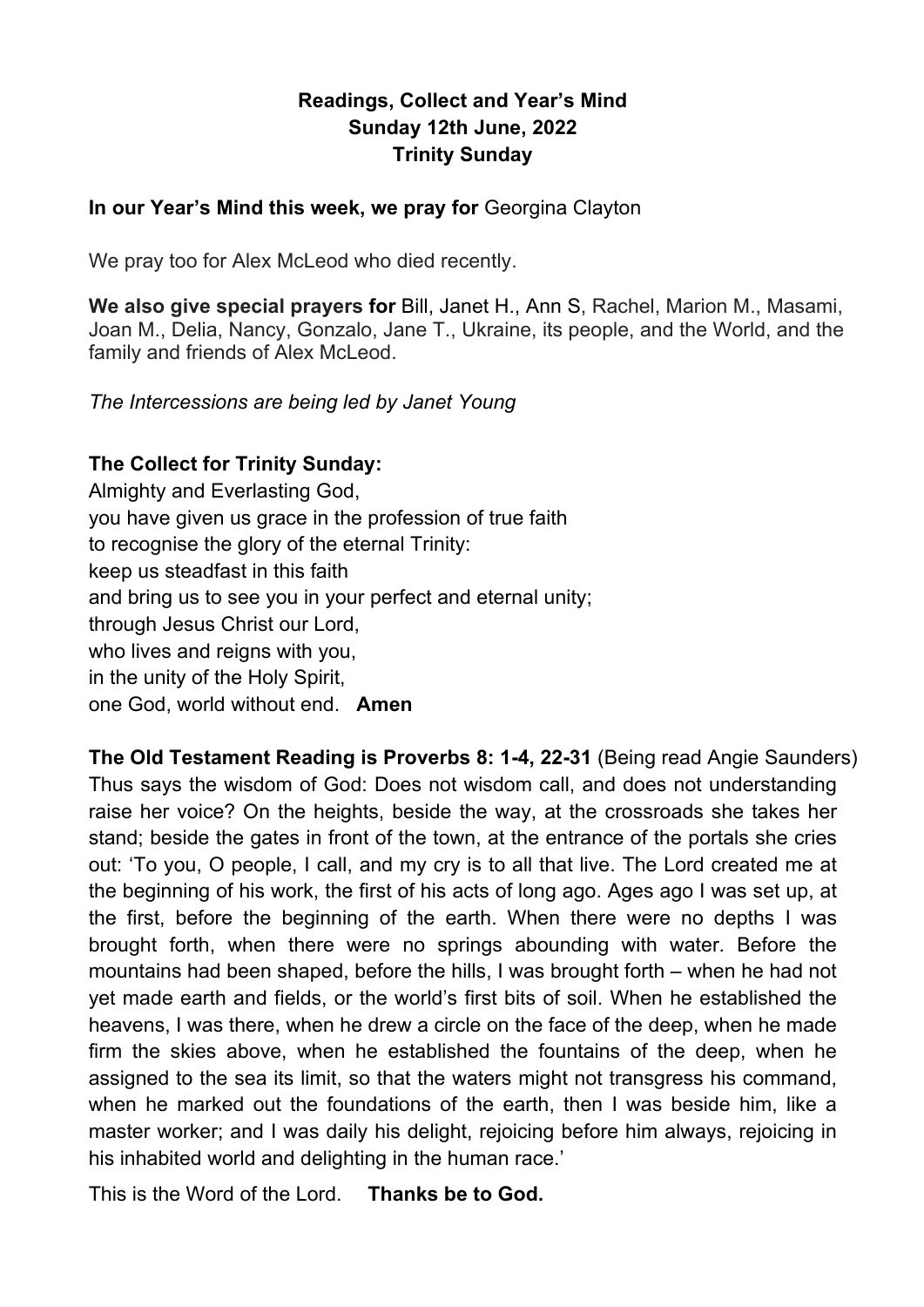# Readings, Collect and Year's Mind
## Sunday 12th June, 2022
## Trinity Sunday

**In our Year's Mind this week, we pray for** Georgina Clayton

We pray too for Alex McLeod who died recently.

**We also give special prayers for** Bill, Janet H., Ann S, Rachel, Marion M., Masami, Joan M., Delia, Nancy, Gonzalo, Jane T., Ukraine, its people, and the World, and the family and friends of Alex McLeod.

*The Intercessions are being led by Janet Young*

**The Collect for Trinity Sunday:**

Almighty and Everlasting God,
you have given us grace in the profession of true faith
to recognise the glory of the eternal Trinity:
keep us steadfast in this faith
and bring us to see you in your perfect and eternal unity;
through Jesus Christ our Lord,
who lives and reigns with you,
in the unity of the Holy Spirit,
one God, world without end. **Amen**

**The Old Testament Reading is Proverbs 8: 1-4, 22-31** (Being read Angie Saunders)

Thus says the wisdom of God: Does not wisdom call, and does not understanding raise her voice? On the heights, beside the way, at the crossroads she takes her stand; beside the gates in front of the town, at the entrance of the portals she cries out: 'To you, O people, I call, and my cry is to all that live. The Lord created me at the beginning of his work, the first of his acts of long ago. Ages ago I was set up, at the first, before the beginning of the earth. When there were no depths I was brought forth, when there were no springs abounding with water. Before the mountains had been shaped, before the hills, I was brought forth – when he had not yet made earth and fields, or the world's first bits of soil. When he established the heavens, I was there, when he drew a circle on the face of the deep, when he made firm the skies above, when he established the fountains of the deep, when he assigned to the sea its limit, so that the waters might not transgress his command, when he marked out the foundations of the earth, then I was beside him, like a master worker; and I was daily his delight, rejoicing before him always, rejoicing in his inhabited world and delighting in the human race.'

This is the Word of the Lord. **Thanks be to God.**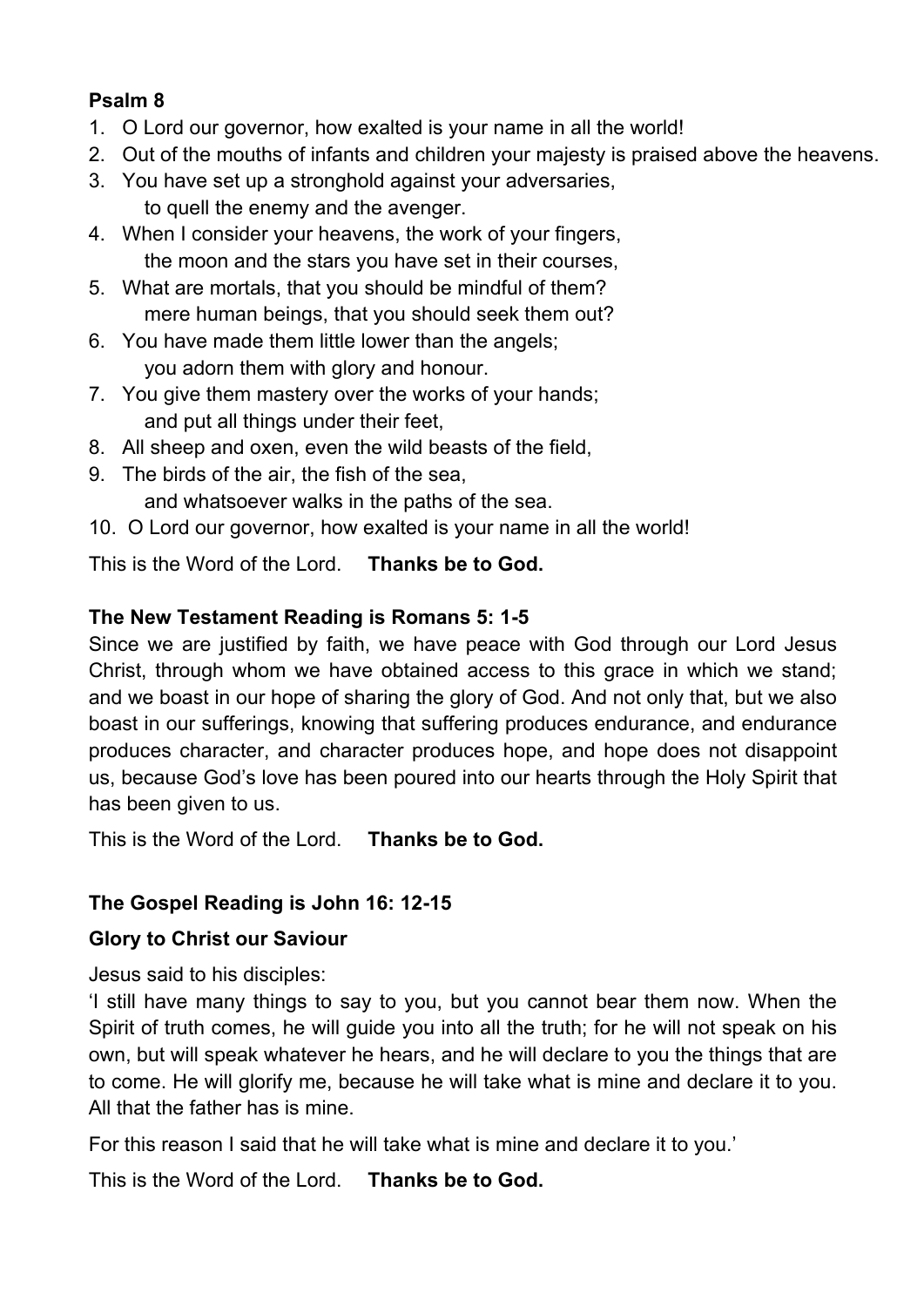**Psalm 8**

1. O Lord our governor, how exalted is your name in all the world!
2. Out of the mouths of infants and children your majesty is praised above the heavens.
3. You have set up a stronghold against your adversaries,
   to quell the enemy and the avenger.
4. When I consider your heavens, the work of your fingers,
   the moon and the stars you have set in their courses,
5. What are mortals, that you should be mindful of them?
   mere human beings, that you should seek them out?
6. You have made them little lower than the angels;
   you adorn them with glory and honour.
7. You give them mastery over the works of your hands;
   and put all things under their feet,
8. All sheep and oxen, even the wild beasts of the field,
9. The birds of the air, the fish of the sea,
   and whatsoever walks in the paths of the sea.
10. O Lord our governor, how exalted is your name in all the world!

This is the Word of the Lord. **Thanks be to God.**

**The New Testament Reading is Romans 5: 1-5**

Since we are justified by faith, we have peace with God through our Lord Jesus Christ, through whom we have obtained access to this grace in which we stand; and we boast in our hope of sharing the glory of God. And not only that, but we also boast in our sufferings, knowing that suffering produces endurance, and endurance produces character, and character produces hope, and hope does not disappoint us, because God's love has been poured into our hearts through the Holy Spirit that has been given to us.

This is the Word of the Lord. **Thanks be to God.**

**The Gospel Reading is John 16: 12-15**

**Glory to Christ our Saviour**

Jesus said to his disciples:

'I still have many things to say to you, but you cannot bear them now. When the Spirit of truth comes, he will guide you into all the truth; for he will not speak on his own, but will speak whatever he hears, and he will declare to you the things that are to come. He will glorify me, because he will take what is mine and declare it to you. All that the father has is mine.

For this reason I said that he will take what is mine and declare it to you.'

This is the Word of the Lord. **Thanks be to God.**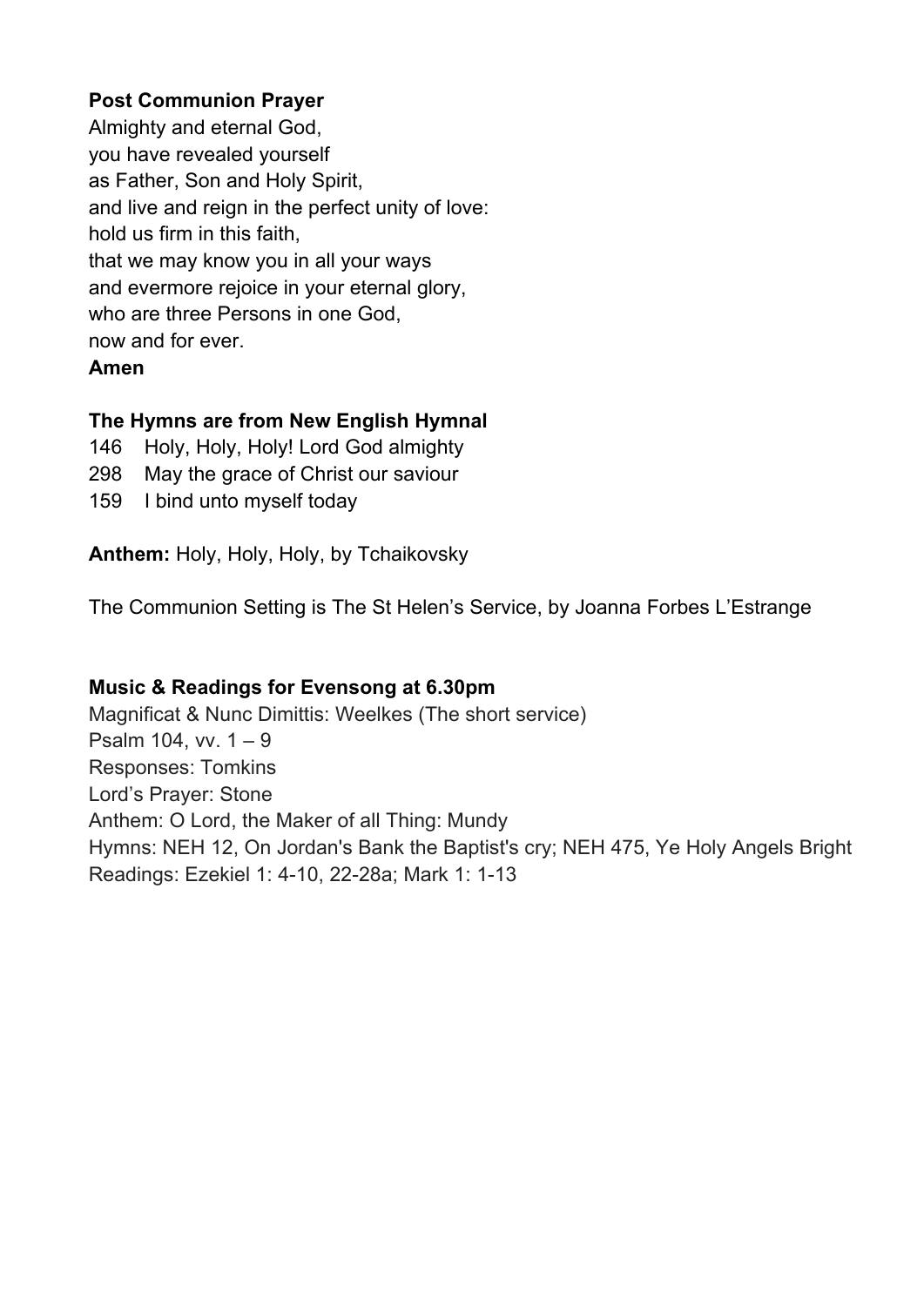**Post Communion Prayer**

Almighty and eternal God,
you have revealed yourself
as Father, Son and Holy Spirit,
and live and reign in the perfect unity of love:
hold us firm in this faith,
that we may know you in all your ways
and evermore rejoice in your eternal glory,
who are three Persons in one God,
now and for ever.
**Amen**

**The Hymns are from New English Hymnal**

146 Holy, Holy, Holy! Lord God almighty
298 May the grace of Christ our saviour
159 I bind unto myself today

**Anthem:** Holy, Holy, Holy, by Tchaikovsky

The Communion Setting is The St Helen's Service, by Joanna Forbes L'Estrange

**Music & Readings for Evensong at 6.30pm**

Magnificat & Nunc Dimittis: Weelkes (The short service)
Psalm 104, vv. 1 – 9
Responses: Tomkins
Lord's Prayer: Stone
Anthem: O Lord, the Maker of all Thing: Mundy
Hymns: NEH 12, On Jordan's Bank the Baptist's cry; NEH 475, Ye Holy Angels Bright
Readings: Ezekiel 1: 4-10, 22-28a; Mark 1: 1-13